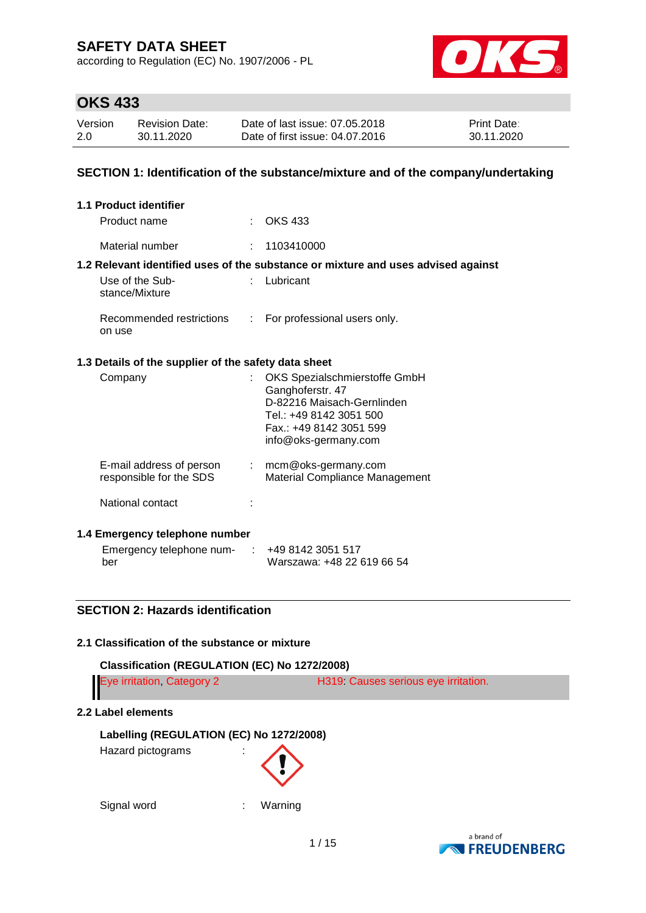# SAFETY DATA SHEET

according to Regulation (EC) No. 1907/2006 - PL

## OKS 433

| Version | Revision Date: | Date of last issue: 07.05.2018 | Print Date: |
|---|---|---|---|
| 2.0 | 30.11.2020 | Date of first issue: 04.07.2016 | 30.11.2020 |

## SECTION 1: Identification of the substance/mixture and of the company/undertaking

### 1.1 Product identifier

Product name : OKS 433

Material number : 1103410000

### 1.2 Relevant identified uses of the substance or mixture and uses advised against

Use of the Substance/Mixture : Lubricant

Recommended restrictions on use : For professional users only.

### 1.3 Details of the supplier of the safety data sheet

Company : OKS Spezialschmierstoffe GmbH
Ganghoferstr. 47
D-82216 Maisach-Gernlinden
Tel.: +49 8142 3051 500
Fax.: +49 8142 3051 599
info@oks-germany.com

E-mail address of person responsible for the SDS : mcm@oks-germany.com
Material Compliance Management

National contact :

### 1.4 Emergency telephone number

Emergency telephone number : +49 8142 3051 517
Warszawa: +48 22 619 66 54

## SECTION 2: Hazards identification

### 2.1 Classification of the substance or mixture

**Classification (REGULATION (EC) No 1272/2008)**

| Eye irritation, Category 2 | H319: Causes serious eye irritation. |
|---|---|

### 2.2 Label elements

**Labelling (REGULATION (EC) No 1272/2008)**

Hazard pictograms :

Signal word : Warning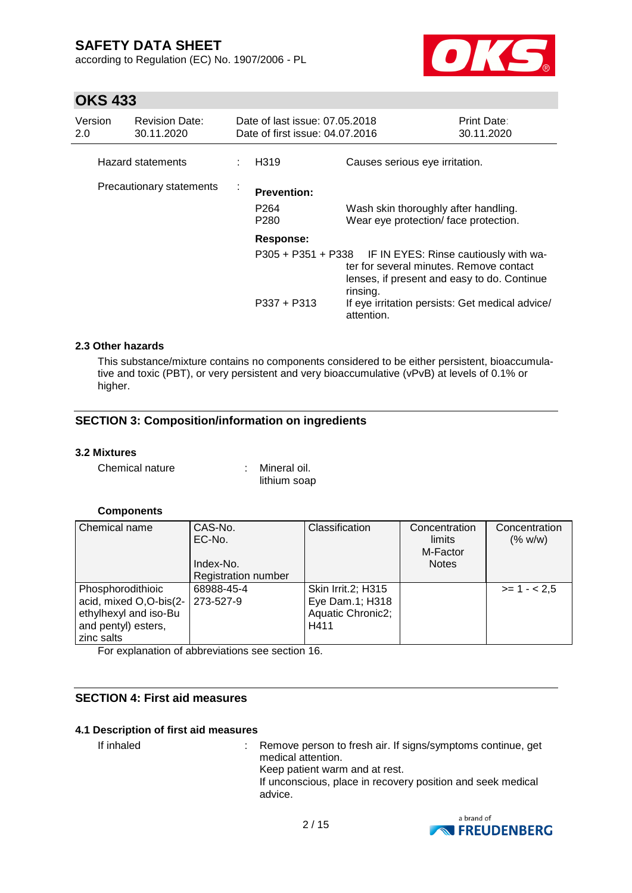| | | |
|---|---|---|
| Hazard statements | : H319 | Causes serious eye irritation. |
| Precautionary statements | : **Prevention:** | |
| | P264 | Wash skin thoroughly after handling. |
| | P280 | Wear eye protection/ face protection. |
| | **Response:** | |
| | P305 + P351 + P338 | IF IN EYES: Rinse cautiously with water for several minutes. Remove contact lenses, if present and easy to do. Continue rinsing. |
| | P337 + P313 | If eye irritation persists: Get medical advice/ attention. |

### 2.3 Other hazards

This substance/mixture contains no components considered to be either persistent, bioaccumulative and toxic (PBT), or very persistent and very bioaccumulative (vPvB) at levels of 0.1% or higher.

## SECTION 3: Composition/information on ingredients

### 3.2 Mixtures

Chemical nature : Mineral oil.
lithium soap

**Components**

| Chemical name | CAS-No.<br>EC-No.<br><br>Index-No.<br>Registration number | Classification | Concentration limits<br>M-Factor<br>Notes | Concentration (% w/w) |
|---|---|---|---|---|
| Phosphorodithioic acid, mixed O,O-bis(2-ethylhexyl and iso-Bu and pentyl) esters, zinc salts | 68988-45-4<br>273-527-9 | Skin Irrit.2; H315<br>Eye Dam.1; H318<br>Aquatic Chronic2; H411 | | >= 1 - < 2,5 |

For explanation of abbreviations see section 16.

## SECTION 4: First aid measures

### 4.1 Description of first aid measures

If inhaled : Remove person to fresh air. If signs/symptoms continue, get medical attention.
Keep patient warm and at rest.
If unconscious, place in recovery position and seek medical advice.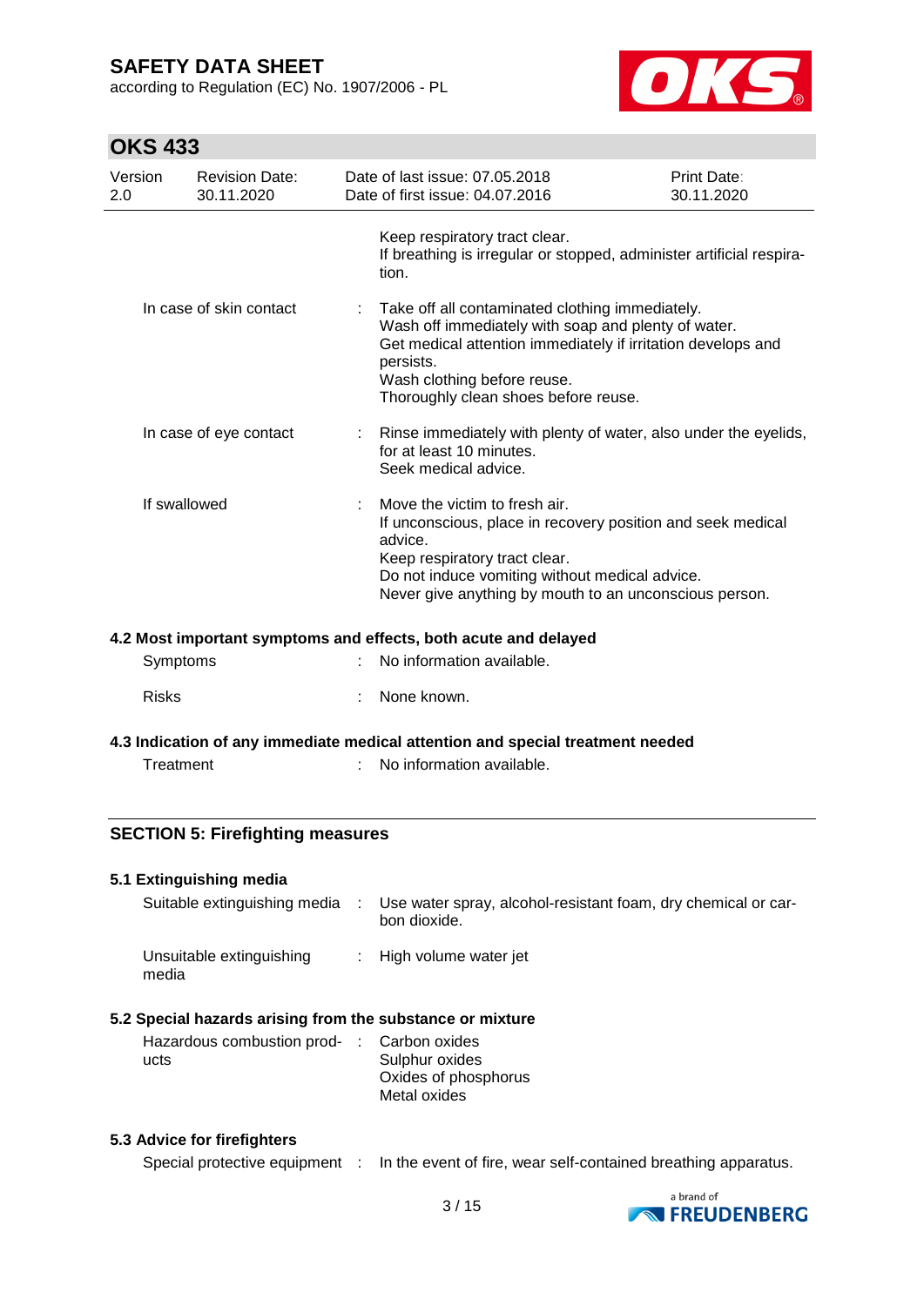Keep respiratory tract clear.
If breathing is irregular or stopped, administer artificial respiration.

| | | |
|---|---|---|
| In case of skin contact | : | Take off all contaminated clothing immediately.<br>Wash off immediately with soap and plenty of water.<br>Get medical attention immediately if irritation develops and persists.<br>Wash clothing before reuse.<br>Thoroughly clean shoes before reuse. |
| In case of eye contact | : | Rinse immediately with plenty of water, also under the eyelids, for at least 10 minutes.<br>Seek medical advice. |
| If swallowed | : | Move the victim to fresh air.<br>If unconscious, place in recovery position and seek medical advice.<br>Keep respiratory tract clear.<br>Do not induce vomiting without medical advice.<br>Never give anything by mouth to an unconscious person. |

### 4.2 Most important symptoms and effects, both acute and delayed

| | | |
|---|---|---|
| Symptoms | : | No information available. |
| Risks | : | None known. |

### 4.3 Indication of any immediate medical attention and special treatment needed

| | | |
|---|---|---|
| Treatment | : | No information available. |

## SECTION 5: Firefighting measures

### 5.1 Extinguishing media

| | | |
|---|---|---|
| Suitable extinguishing media | : | Use water spray, alcohol-resistant foam, dry chemical or carbon dioxide. |
| Unsuitable extinguishing media | : | High volume water jet |

### 5.2 Special hazards arising from the substance or mixture

| | | |
|---|---|---|
| Hazardous combustion products | : | Carbon oxides<br>Sulphur oxides<br>Oxides of phosphorus<br>Metal oxides |

### 5.3 Advice for firefighters

| | | |
|---|---|---|
| Special protective equipment | : | In the event of fire, wear self-contained breathing apparatus. |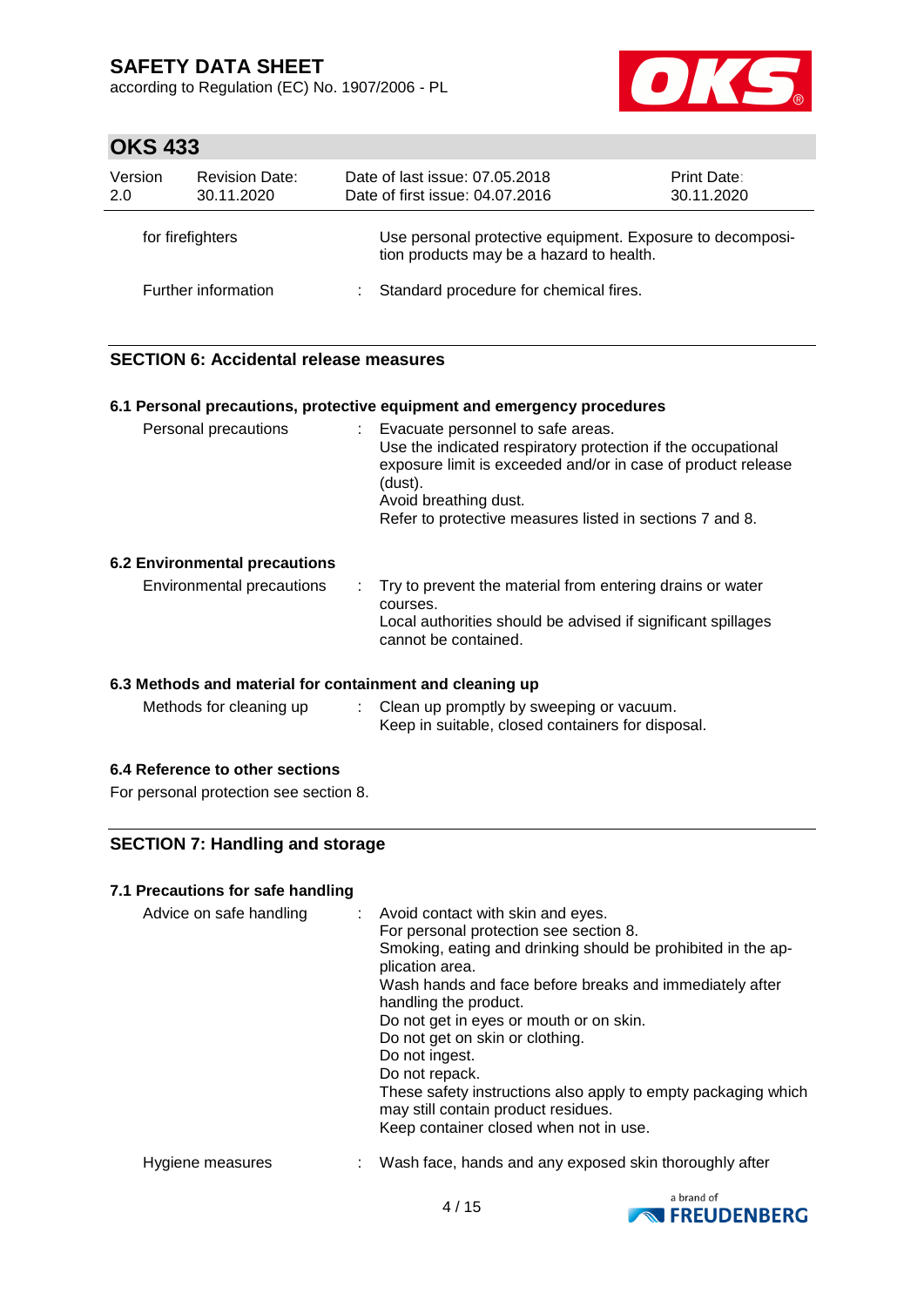| | | |
|---|---|---|
| for firefighters | | Use personal protective equipment. Exposure to decomposition products may be a hazard to health. |
| Further information | : | Standard procedure for chemical fires. |

## SECTION 6: Accidental release measures

### 6.1 Personal precautions, protective equipment and emergency procedures

| | | |
|---|---|---|
| Personal precautions | : | Evacuate personnel to safe areas.<br>Use the indicated respiratory protection if the occupational exposure limit is exceeded and/or in case of product release (dust).<br>Avoid breathing dust.<br>Refer to protective measures listed in sections 7 and 8. |

### 6.2 Environmental precautions

| | | |
|---|---|---|
| Environmental precautions | : | Try to prevent the material from entering drains or water courses.<br>Local authorities should be advised if significant spillages cannot be contained. |

### 6.3 Methods and material for containment and cleaning up

| | | |
|---|---|---|
| Methods for cleaning up | : | Clean up promptly by sweeping or vacuum.<br>Keep in suitable, closed containers for disposal. |

### 6.4 Reference to other sections

For personal protection see section 8.

## SECTION 7: Handling and storage

### 7.1 Precautions for safe handling

| | | |
|---|---|---|
| Advice on safe handling | : | Avoid contact with skin and eyes.<br>For personal protection see section 8.<br>Smoking, eating and drinking should be prohibited in the application area.<br>Wash hands and face before breaks and immediately after handling the product.<br>Do not get in eyes or mouth or on skin.<br>Do not get on skin or clothing.<br>Do not ingest.<br>Do not repack.<br>These safety instructions also apply to empty packaging which may still contain product residues.<br>Keep container closed when not in use. |
| Hygiene measures | : | Wash face, hands and any exposed skin thoroughly after |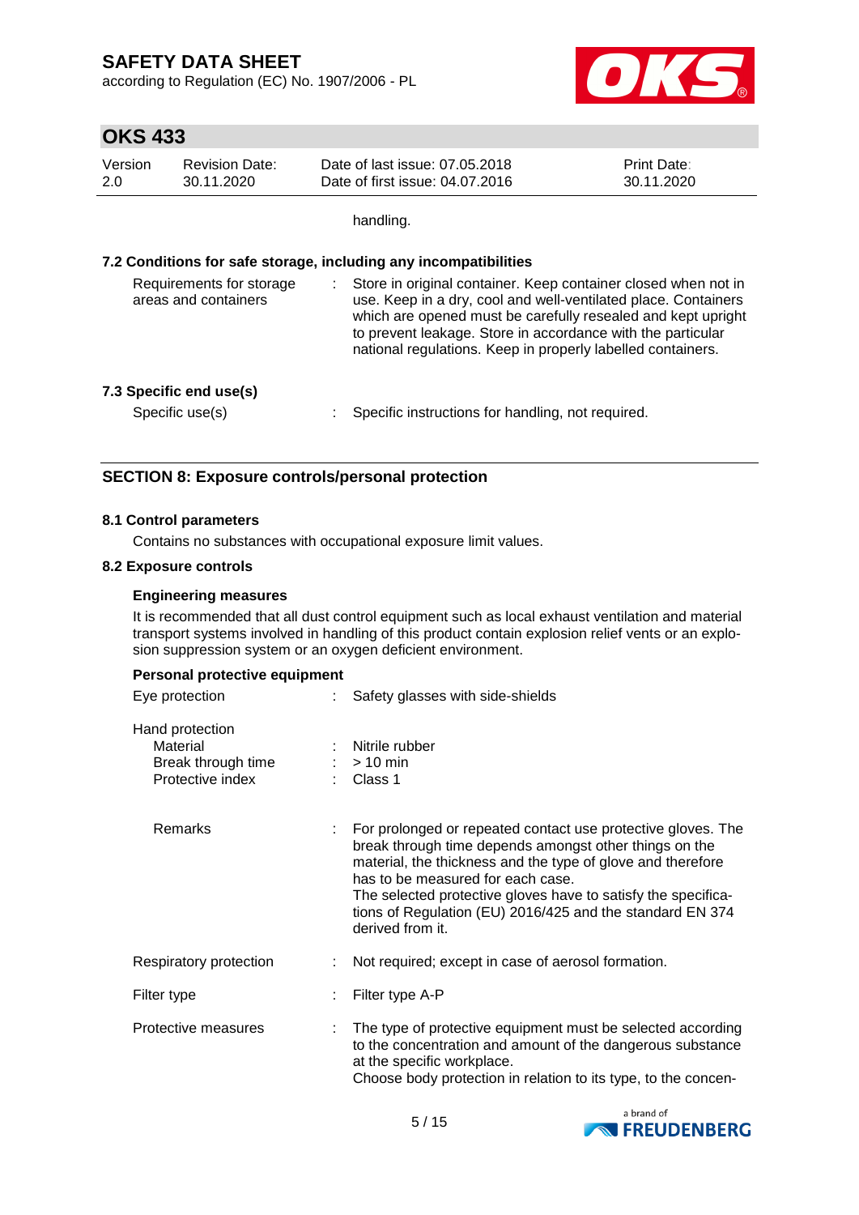handling.

### 7.2 Conditions for safe storage, including any incompatibilities

| | |
|---|---|
| Requirements for storage areas and containers | : Store in original container. Keep container closed when not in use. Keep in a dry, cool and well-ventilated place. Containers which are opened must be carefully resealed and kept upright to prevent leakage. Store in accordance with the particular national regulations. Keep in properly labelled containers. |

### 7.3 Specific end use(s)

| | |
|---|---|
| Specific use(s) | : Specific instructions for handling, not required. |

## SECTION 8: Exposure controls/personal protection

### 8.1 Control parameters

Contains no substances with occupational exposure limit values.

### 8.2 Exposure controls

**Engineering measures**

It is recommended that all dust control equipment such as local exhaust ventilation and material transport systems involved in handling of this product contain explosion relief vents or an explosion suppression system or an oxygen deficient environment.

**Personal protective equipment**

| | |
|---|---|
| Eye protection | : Safety glasses with side-shields |
| Hand protection | |
| Material | : Nitrile rubber |
| Break through time | : > 10 min |
| Protective index | : Class 1 |
| Remarks | : For prolonged or repeated contact use protective gloves. The break through time depends amongst other things on the material, the thickness and the type of glove and therefore has to be measured for each case. The selected protective gloves have to satisfy the specifications of Regulation (EU) 2016/425 and the standard EN 374 derived from it. |
| Respiratory protection | : Not required; except in case of aerosol formation. |
| Filter type | : Filter type A-P |
| Protective measures | : The type of protective equipment must be selected according to the concentration and amount of the dangerous substance at the specific workplace. Choose body protection in relation to its type, to the concen- |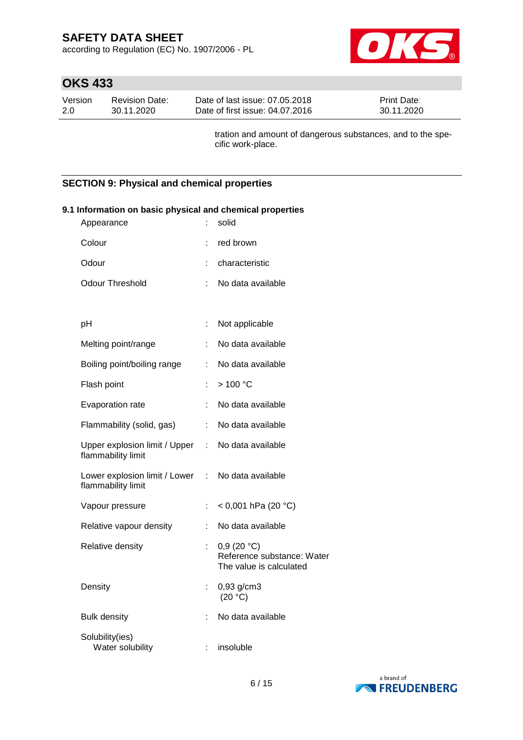tration and amount of dangerous substances, and to the specific work-place.

## SECTION 9: Physical and chemical properties

### 9.1 Information on basic physical and chemical properties

| Property | | Value |
|---|---|---|
| Appearance | : | solid |
| Colour | : | red brown |
| Odour | : | characteristic |
| Odour Threshold | : | No data available |
| pH | : | Not applicable |
| Melting point/range | : | No data available |
| Boiling point/boiling range | : | No data available |
| Flash point | : | > 100 °C |
| Evaporation rate | : | No data available |
| Flammability (solid, gas) | : | No data available |
| Upper explosion limit / Upper flammability limit | : | No data available |
| Lower explosion limit / Lower flammability limit | : | No data available |
| Vapour pressure | : | < 0,001 hPa (20 °C) |
| Relative vapour density | : | No data available |
| Relative density | : | 0,9 (20 °C)<br>Reference substance: Water<br>The value is calculated |
| Density | : | 0,93 g/cm3<br>(20 °C) |
| Bulk density | : | No data available |
| Solubility(ies)<br>Water solubility | : | insoluble |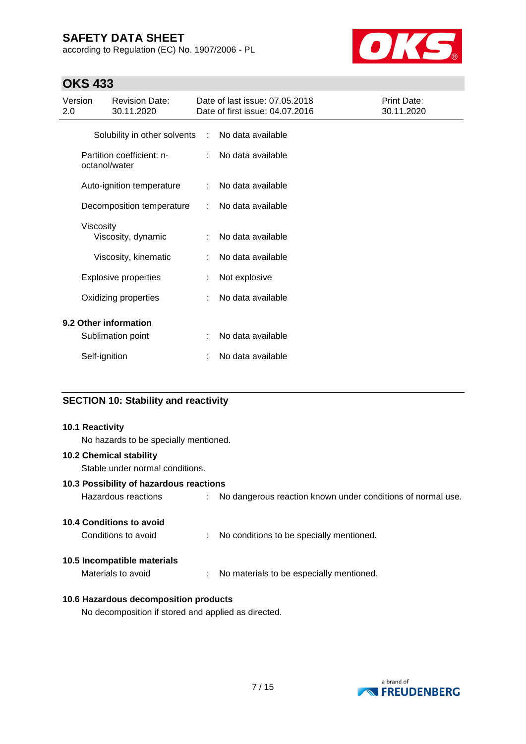| | | |
|---|---|---|
| Solubility in other solvents | : | No data available |
| Partition coefficient: n-octanol/water | : | No data available |
| Auto-ignition temperature | : | No data available |
| Decomposition temperature | : | No data available |
| Viscosity | | |
| Viscosity, dynamic | : | No data available |
| Viscosity, kinematic | : | No data available |
| Explosive properties | : | Not explosive |
| Oxidizing properties | : | No data available |

**9.2 Other information**

| | | |
|---|---|---|
| Sublimation point | : | No data available |
| Self-ignition | : | No data available |

## SECTION 10: Stability and reactivity

**10.1 Reactivity**

No hazards to be specially mentioned.

**10.2 Chemical stability**

Stable under normal conditions.

**10.3 Possibility of hazardous reactions**

| | | |
|---|---|---|
| Hazardous reactions | : | No dangerous reaction known under conditions of normal use. |

**10.4 Conditions to avoid**

| | | |
|---|---|---|
| Conditions to avoid | : | No conditions to be specially mentioned. |

**10.5 Incompatible materials**

| | | |
|---|---|---|
| Materials to avoid | : | No materials to be especially mentioned. |

**10.6 Hazardous decomposition products**

No decomposition if stored and applied as directed.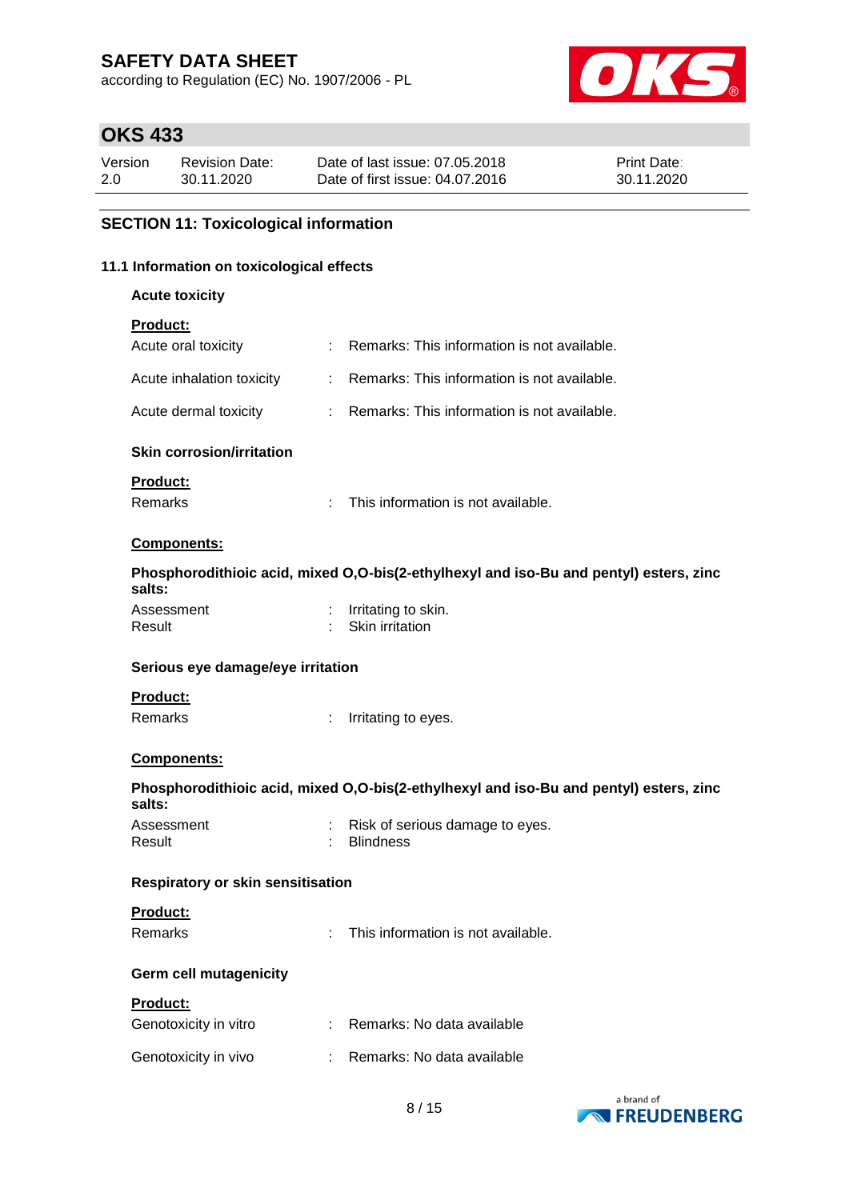## SECTION 11: Toxicological information

### 11.1 Information on toxicological effects

**Acute toxicity**

**Product:**

| | | |
|---|---|---|
| Acute oral toxicity | : | Remarks: This information is not available. |
| Acute inhalation toxicity | : | Remarks: This information is not available. |
| Acute dermal toxicity | : | Remarks: This information is not available. |

**Skin corrosion/irritation**

**Product:**

| | | |
|---|---|---|
| Remarks | : | This information is not available. |

**Components:**

**Phosphorodithioic acid, mixed O,O-bis(2-ethylhexyl and iso-Bu and pentyl) esters, zinc salts:**

| | | |
|---|---|---|
| Assessment | : | Irritating to skin. |
| Result | : | Skin irritation |

**Serious eye damage/eye irritation**

**Product:**

| | | |
|---|---|---|
| Remarks | : | Irritating to eyes. |

**Components:**

**Phosphorodithioic acid, mixed O,O-bis(2-ethylhexyl and iso-Bu and pentyl) esters, zinc salts:**

| | | |
|---|---|---|
| Assessment | : | Risk of serious damage to eyes. |
| Result | : | Blindness |

**Respiratory or skin sensitisation**

**Product:**

| | | |
|---|---|---|
| Remarks | : | This information is not available. |

**Germ cell mutagenicity**

**Product:**

| | | |
|---|---|---|
| Genotoxicity in vitro | : | Remarks: No data available |
| Genotoxicity in vivo | : | Remarks: No data available |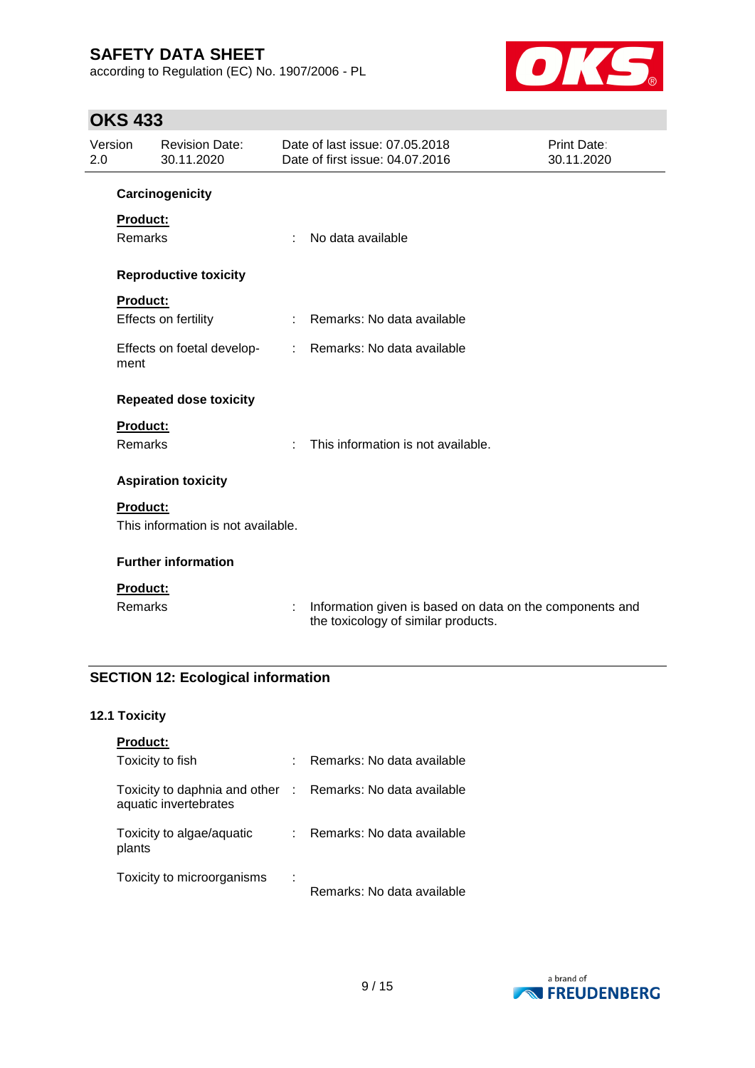**Carcinogenicity**

**Product:**

Remarks : No data available

**Reproductive toxicity**

**Product:**

Effects on fertility : Remarks: No data available

Effects on foetal development : Remarks: No data available

**Repeated dose toxicity**

**Product:**

Remarks : This information is not available.

**Aspiration toxicity**

**Product:**

This information is not available.

**Further information**

**Product:**

Remarks : Information given is based on data on the components and the toxicology of similar products.

## SECTION 12: Ecological information

### 12.1 Toxicity

**Product:**

Toxicity to fish : Remarks: No data available

Toxicity to daphnia and other aquatic invertebrates : Remarks: No data available

Toxicity to algae/aquatic plants : Remarks: No data available

Toxicity to microorganisms : Remarks: No data available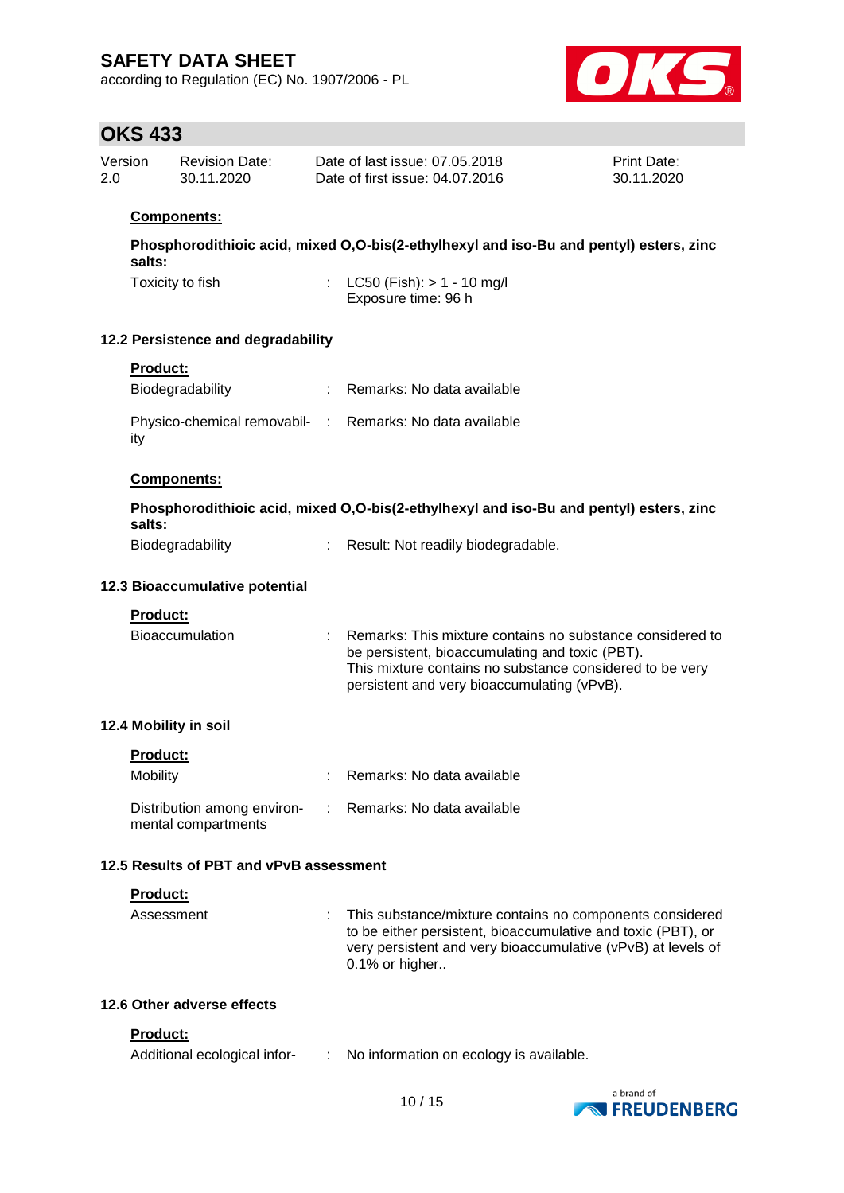**Components:**

**Phosphorodithioic acid, mixed O,O-bis(2-ethylhexyl and iso-Bu and pentyl) esters, zinc salts:**

| | | |
|---|---|---|
| Toxicity to fish | : | LC50 (Fish): > 1 - 10 mg/l<br>Exposure time: 96 h |

### 12.2 Persistence and degradability

**Product:**

| | | |
|---|---|---|
| Biodegradability | : | Remarks: No data available |
| Physico-chemical removability | : | Remarks: No data available |

**Components:**

**Phosphorodithioic acid, mixed O,O-bis(2-ethylhexyl and iso-Bu and pentyl) esters, zinc salts:**

| | | |
|---|---|---|
| Biodegradability | : | Result: Not readily biodegradable. |

### 12.3 Bioaccumulative potential

**Product:**

| | | |
|---|---|---|
| Bioaccumulation | : | Remarks: This mixture contains no substance considered to be persistent, bioaccumulating and toxic (PBT).<br>This mixture contains no substance considered to be very persistent and very bioaccumulating (vPvB). |

### 12.4 Mobility in soil

**Product:**

| | | |
|---|---|---|
| Mobility | : | Remarks: No data available |
| Distribution among environmental compartments | : | Remarks: No data available |

### 12.5 Results of PBT and vPvB assessment

**Product:**

| | | |
|---|---|---|
| Assessment | : | This substance/mixture contains no components considered to be either persistent, bioaccumulative and toxic (PBT), or very persistent and very bioaccumulative (vPvB) at levels of 0.1% or higher.. |

### 12.6 Other adverse effects

**Product:**

| | | |
|---|---|---|
| Additional ecological infor- | : | No information on ecology is available. |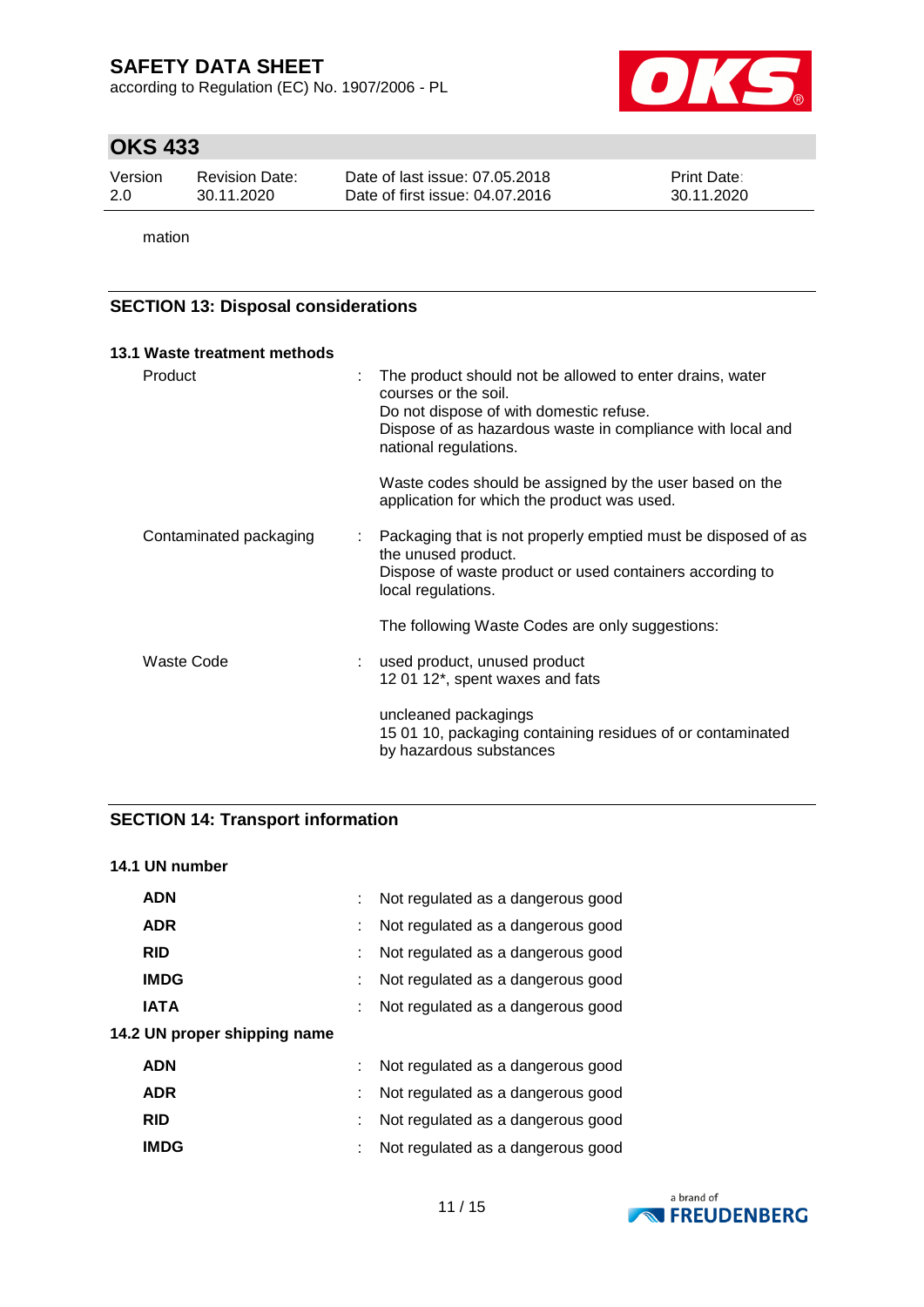mation

## SECTION 13: Disposal considerations

### 13.1 Waste treatment methods

| | | |
|---|---|---|
| Product | : | The product should not be allowed to enter drains, water courses or the soil.<br>Do not dispose of with domestic refuse.<br>Dispose of as hazardous waste in compliance with local and national regulations.<br><br>Waste codes should be assigned by the user based on the application for which the product was used. |
| Contaminated packaging | : | Packaging that is not properly emptied must be disposed of as the unused product.<br>Dispose of waste product or used containers according to local regulations.<br><br>The following Waste Codes are only suggestions: |
| Waste Code | : | used product, unused product<br>12 01 12*, spent waxes and fats<br><br>uncleaned packagings<br>15 01 10, packaging containing residues of or contaminated by hazardous substances |

## SECTION 14: Transport information

### 14.1 UN number

| | | |
|---|---|---|
| **ADN** | : | Not regulated as a dangerous good |
| **ADR** | : | Not regulated as a dangerous good |
| **RID** | : | Not regulated as a dangerous good |
| **IMDG** | : | Not regulated as a dangerous good |
| **IATA** | : | Not regulated as a dangerous good |

### 14.2 UN proper shipping name

| | | |
|---|---|---|
| **ADN** | : | Not regulated as a dangerous good |
| **ADR** | : | Not regulated as a dangerous good |
| **RID** | : | Not regulated as a dangerous good |
| **IMDG** | : | Not regulated as a dangerous good |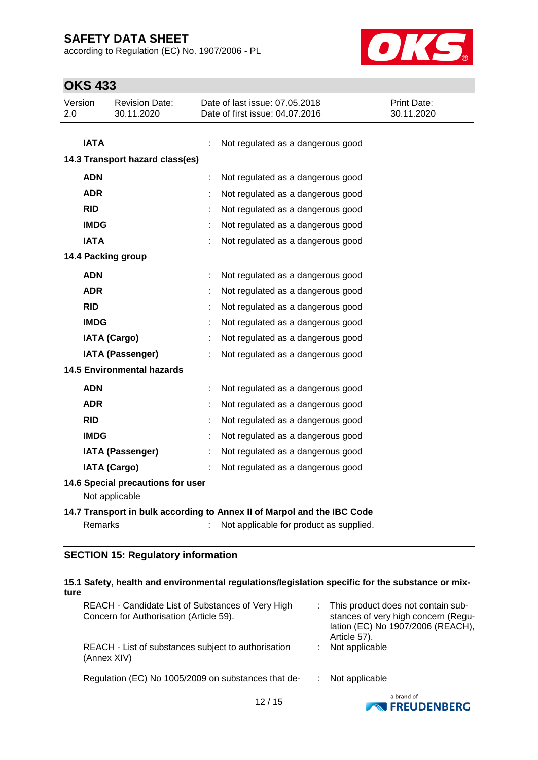| | | |
|---|---|---|
| **IATA** | : | Not regulated as a dangerous good |

**14.3 Transport hazard class(es)**

| | | |
|---|---|---|
| **ADN** | : | Not regulated as a dangerous good |
| **ADR** | : | Not regulated as a dangerous good |
| **RID** | : | Not regulated as a dangerous good |
| **IMDG** | : | Not regulated as a dangerous good |
| **IATA** | : | Not regulated as a dangerous good |

**14.4 Packing group**

| | | |
|---|---|---|
| **ADN** | : | Not regulated as a dangerous good |
| **ADR** | : | Not regulated as a dangerous good |
| **RID** | : | Not regulated as a dangerous good |
| **IMDG** | : | Not regulated as a dangerous good |
| **IATA (Cargo)** | : | Not regulated as a dangerous good |
| **IATA (Passenger)** | : | Not regulated as a dangerous good |

**14.5 Environmental hazards**

| | | |
|---|---|---|
| **ADN** | : | Not regulated as a dangerous good |
| **ADR** | : | Not regulated as a dangerous good |
| **RID** | : | Not regulated as a dangerous good |
| **IMDG** | : | Not regulated as a dangerous good |
| **IATA (Passenger)** | : | Not regulated as a dangerous good |
| **IATA (Cargo)** | : | Not regulated as a dangerous good |

**14.6 Special precautions for user**

Not applicable

**14.7 Transport in bulk according to Annex II of Marpol and the IBC Code**

| | | |
|---|---|---|
| Remarks | : | Not applicable for product as supplied. |

## SECTION 15: Regulatory information

**15.1 Safety, health and environmental regulations/legislation specific for the substance or mixture**

| | | |
|---|---|---|
| REACH - Candidate List of Substances of Very High Concern for Authorisation (Article 59). | : | This product does not contain substances of very high concern (Regulation (EC) No 1907/2006 (REACH), Article 57). |
| REACH - List of substances subject to authorisation (Annex XIV) | : | Not applicable |
| Regulation (EC) No 1005/2009 on substances that de- | : | Not applicable |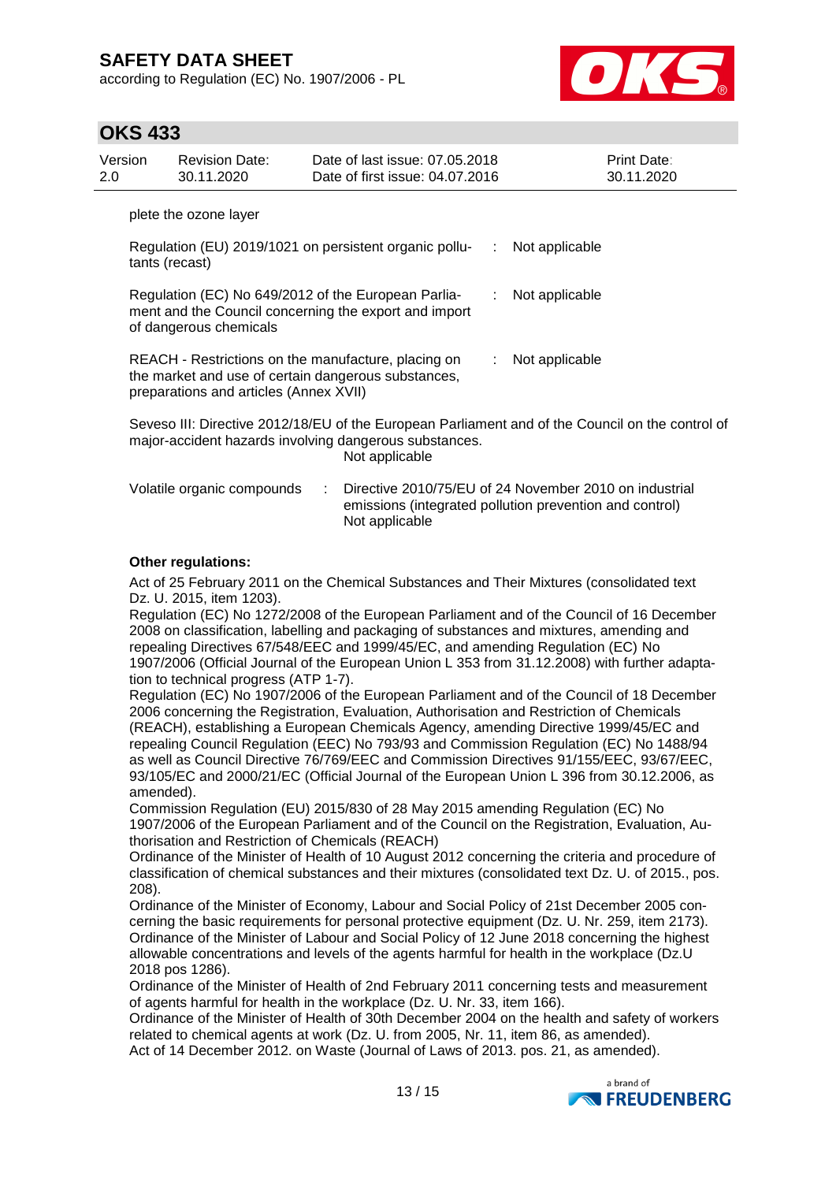plete the ozone layer

| | | |
|---|---|---|
| Regulation (EU) 2019/1021 on persistent organic pollutants (recast) | : | Not applicable |
| Regulation (EC) No 649/2012 of the European Parliament and the Council concerning the export and import of dangerous chemicals | : | Not applicable |
| REACH - Restrictions on the manufacture, placing on the market and use of certain dangerous substances, preparations and articles (Annex XVII) | : | Not applicable |

Seveso III: Directive 2012/18/EU of the European Parliament and of the Council on the control of major-accident hazards involving dangerous substances.
Not applicable

| | | |
|---|---|---|
| Volatile organic compounds | : | Directive 2010/75/EU of 24 November 2010 on industrial emissions (integrated pollution prevention and control)<br>Not applicable |

**Other regulations:**

Act of 25 February 2011 on the Chemical Substances and Their Mixtures (consolidated text Dz. U. 2015, item 1203).
Regulation (EC) No 1272/2008 of the European Parliament and of the Council of 16 December 2008 on classification, labelling and packaging of substances and mixtures, amending and repealing Directives 67/548/EEC and 1999/45/EC, and amending Regulation (EC) No 1907/2006 (Official Journal of the European Union L 353 from 31.12.2008) with further adaptation to technical progress (ATP 1-7).
Regulation (EC) No 1907/2006 of the European Parliament and of the Council of 18 December 2006 concerning the Registration, Evaluation, Authorisation and Restriction of Chemicals (REACH), establishing a European Chemicals Agency, amending Directive 1999/45/EC and repealing Council Regulation (EEC) No 793/93 and Commission Regulation (EC) No 1488/94 as well as Council Directive 76/769/EEC and Commission Directives 91/155/EEC, 93/67/EEC, 93/105/EC and 2000/21/EC (Official Journal of the European Union L 396 from 30.12.2006, as amended).
Commission Regulation (EU) 2015/830 of 28 May 2015 amending Regulation (EC) No 1907/2006 of the European Parliament and of the Council on the Registration, Evaluation, Authorisation and Restriction of Chemicals (REACH)
Ordinance of the Minister of Health of 10 August 2012 concerning the criteria and procedure of classification of chemical substances and their mixtures (consolidated text Dz. U. of 2015., pos. 208).
Ordinance of the Minister of Economy, Labour and Social Policy of 21st December 2005 concerning the basic requirements for personal protective equipment (Dz. U. Nr. 259, item 2173).
Ordinance of the Minister of Labour and Social Policy of 12 June 2018 concerning the highest allowable concentrations and levels of the agents harmful for health in the workplace (Dz.U 2018 pos 1286).
Ordinance of the Minister of Health of 2nd February 2011 concerning tests and measurement of agents harmful for health in the workplace (Dz. U. Nr. 33, item 166).
Ordinance of the Minister of Health of 30th December 2004 on the health and safety of workers related to chemical agents at work (Dz. U. from 2005, Nr. 11, item 86, as amended).
Act of 14 December 2012. on Waste (Journal of Laws of 2013. pos. 21, as amended).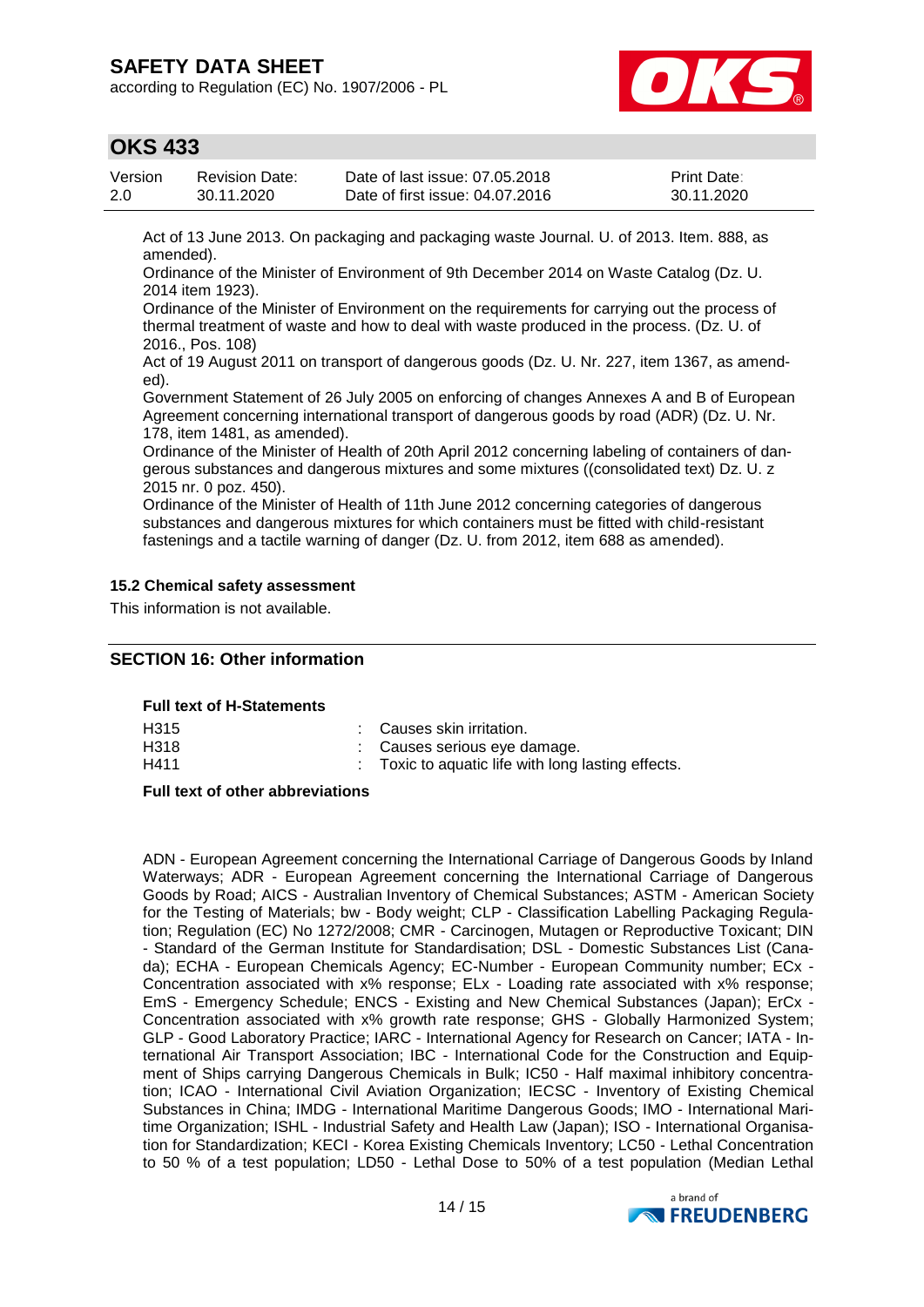Act of 13 June 2013. On packaging and packaging waste Journal. U. of 2013. Item. 888, as amended).
Ordinance of the Minister of Environment of 9th December 2014 on Waste Catalog (Dz. U. 2014 item 1923).
Ordinance of the Minister of Environment on the requirements for carrying out the process of thermal treatment of waste and how to deal with waste produced in the process. (Dz. U. of 2016., Pos. 108)
Act of 19 August 2011 on transport of dangerous goods (Dz. U. Nr. 227, item 1367, as amended).
Government Statement of 26 July 2005 on enforcing of changes Annexes A and B of European Agreement concerning international transport of dangerous goods by road (ADR) (Dz. U. Nr. 178, item 1481, as amended).
Ordinance of the Minister of Health of 20th April 2012 concerning labeling of containers of dangerous substances and dangerous mixtures and some mixtures ((consolidated text) Dz. U. z 2015 nr. 0 poz. 450).
Ordinance of the Minister of Health of 11th June 2012 concerning categories of dangerous substances and dangerous mixtures for which containers must be fitted with child-resistant fastenings and a tactile warning of danger (Dz. U. from 2012, item 688 as amended).

### 15.2 Chemical safety assessment

This information is not available.

## SECTION 16: Other information

**Full text of H-Statements**

| | |
|---|---|
| H315 | : Causes skin irritation. |
| H318 | : Causes serious eye damage. |
| H411 | : Toxic to aquatic life with long lasting effects. |

**Full text of other abbreviations**

ADN - European Agreement concerning the International Carriage of Dangerous Goods by Inland Waterways; ADR - European Agreement concerning the International Carriage of Dangerous Goods by Road; AICS - Australian Inventory of Chemical Substances; ASTM - American Society for the Testing of Materials; bw - Body weight; CLP - Classification Labelling Packaging Regulation; Regulation (EC) No 1272/2008; CMR - Carcinogen, Mutagen or Reproductive Toxicant; DIN - Standard of the German Institute for Standardisation; DSL - Domestic Substances List (Canada); ECHA - European Chemicals Agency; EC-Number - European Community number; ECx - Concentration associated with x% response; ELx - Loading rate associated with x% response; EmS - Emergency Schedule; ENCS - Existing and New Chemical Substances (Japan); ErCx - Concentration associated with x% growth rate response; GHS - Globally Harmonized System; GLP - Good Laboratory Practice; IARC - International Agency for Research on Cancer; IATA - International Air Transport Association; IBC - International Code for the Construction and Equipment of Ships carrying Dangerous Chemicals in Bulk; IC50 - Half maximal inhibitory concentration; ICAO - International Civil Aviation Organization; IECSC - Inventory of Existing Chemical Substances in China; IMDG - International Maritime Dangerous Goods; IMO - International Maritime Organization; ISHL - Industrial Safety and Health Law (Japan); ISO - International Organisation for Standardization; KECI - Korea Existing Chemicals Inventory; LC50 - Lethal Concentration to 50 % of a test population; LD50 - Lethal Dose to 50% of a test population (Median Lethal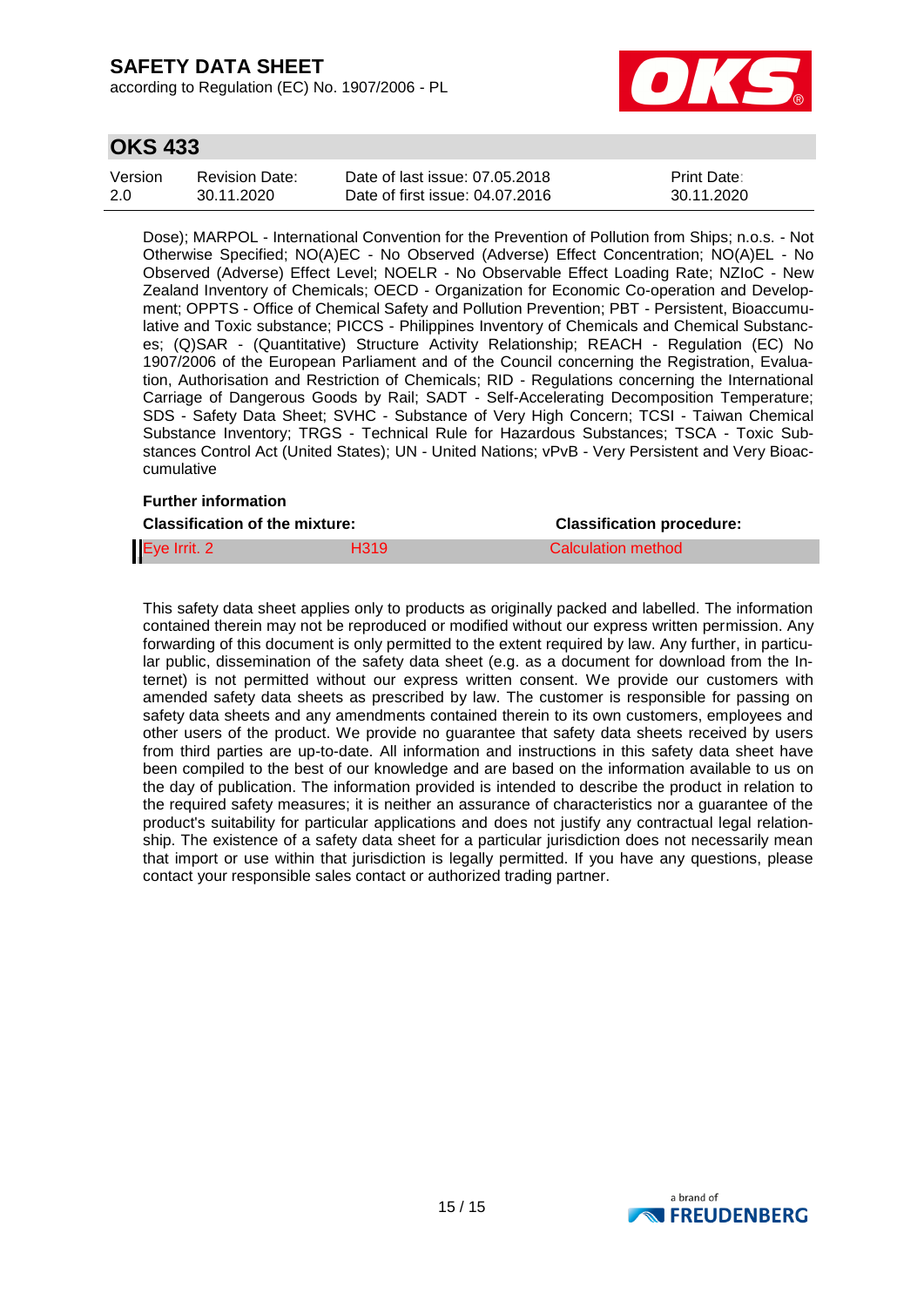Dose); MARPOL - International Convention for the Prevention of Pollution from Ships; n.o.s. - Not Otherwise Specified; NO(A)EC - No Observed (Adverse) Effect Concentration; NO(A)EL - No Observed (Adverse) Effect Level; NOELR - No Observable Effect Loading Rate; NZIoC - New Zealand Inventory of Chemicals; OECD - Organization for Economic Co-operation and Development; OPPTS - Office of Chemical Safety and Pollution Prevention; PBT - Persistent, Bioaccumulative and Toxic substance; PICCS - Philippines Inventory of Chemicals and Chemical Substances; (Q)SAR - (Quantitative) Structure Activity Relationship; REACH - Regulation (EC) No 1907/2006 of the European Parliament and of the Council concerning the Registration, Evaluation, Authorisation and Restriction of Chemicals; RID - Regulations concerning the International Carriage of Dangerous Goods by Rail; SADT - Self-Accelerating Decomposition Temperature; SDS - Safety Data Sheet; SVHC - Substance of Very High Concern; TCSI - Taiwan Chemical Substance Inventory; TRGS - Technical Rule for Hazardous Substances; TSCA - Toxic Substances Control Act (United States); UN - United Nations; vPvB - Very Persistent and Very Bioaccumulative

**Further information**

| Classification of the mixture: | | Classification procedure: |
|---|---|---|
| Eye Irrit. 2 | H319 | Calculation method |

This safety data sheet applies only to products as originally packed and labelled. The information contained therein may not be reproduced or modified without our express written permission. Any forwarding of this document is only permitted to the extent required by law. Any further, in particular public, dissemination of the safety data sheet (e.g. as a document for download from the Internet) is not permitted without our express written consent. We provide our customers with amended safety data sheets as prescribed by law. The customer is responsible for passing on safety data sheets and any amendments contained therein to its own customers, employees and other users of the product. We provide no guarantee that safety data sheets received by users from third parties are up-to-date. All information and instructions in this safety data sheet have been compiled to the best of our knowledge and are based on the information available to us on the day of publication. The information provided is intended to describe the product in relation to the required safety measures; it is neither an assurance of characteristics nor a guarantee of the product's suitability for particular applications and does not justify any contractual legal relationship. The existence of a safety data sheet for a particular jurisdiction does not necessarily mean that import or use within that jurisdiction is legally permitted. If you have any questions, please contact your responsible sales contact or authorized trading partner.